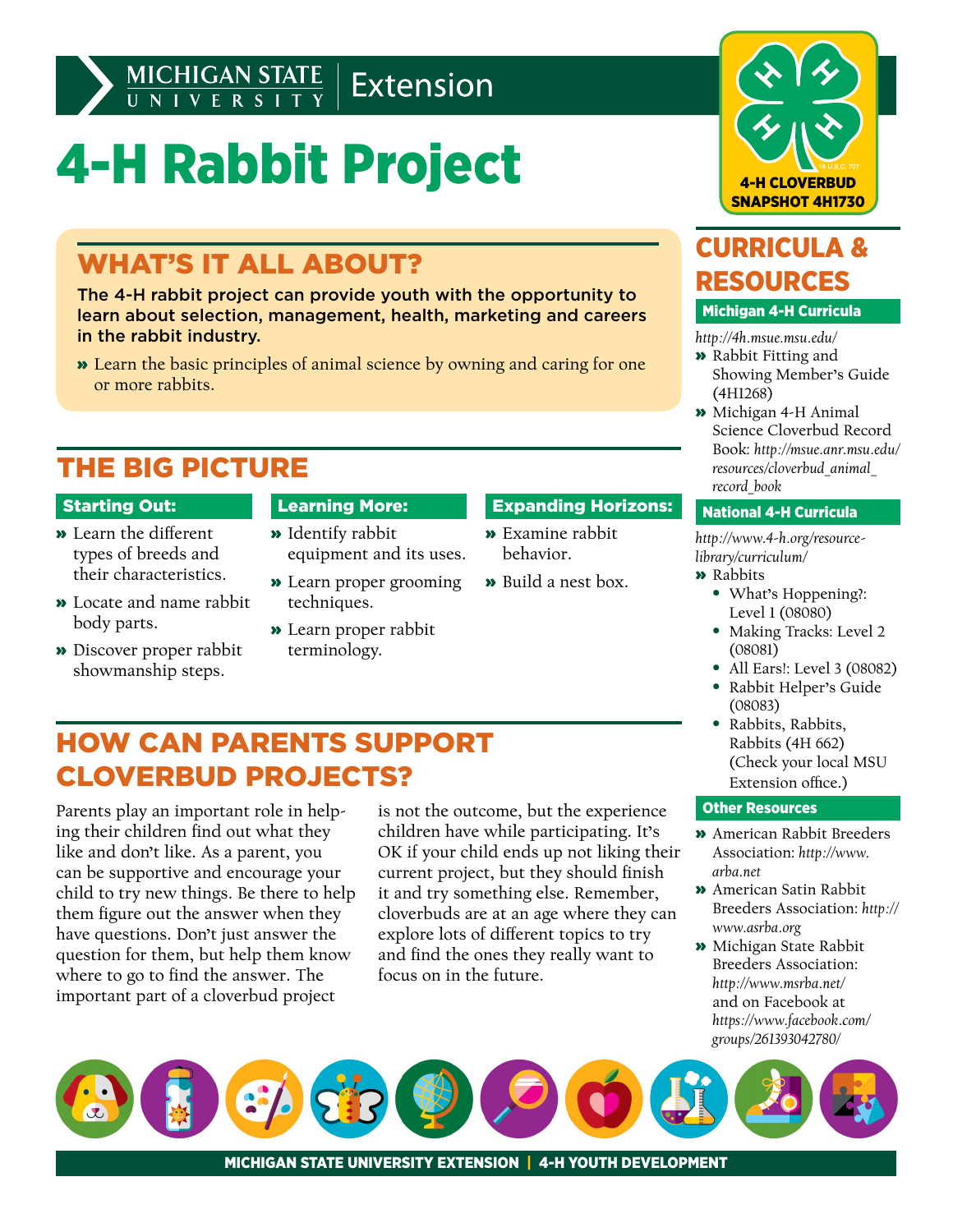Michigan State University Extension

# 4-H Rabbit Project

4-H CLOVERBUD SNAPSHOT 4H1730

## WHAT'S IT ALL ABOUT?

**The 4-H rabbit project can provide youth with the opportunity to learn about selection, management, health, marketing and careers in the rabbit industry.**

- Learn the basic principles of animal science by owning and caring for one or more rabbits.

## THE BIG PICTURE

### Starting Out:

- Learn the different types of breeds and their characteristics.
- Locate and name rabbit body parts.
- Discover proper rabbit showmanship steps.

### Learning More:

- Identify rabbit equipment and its uses.
- Learn proper grooming techniques.
- Learn proper rabbit terminology.

### Expanding Horizons:

- Examine rabbit behavior.
- Build a nest box.

## HOW CAN PARENTS SUPPORT CLOVERBUD PROJECTS?

Parents play an important role in helping their children find out what they like and don't like. As a parent, you can be supportive and encourage your child to try new things. Be there to help them figure out the answer when they have questions. Don't just answer the question for them, but help them know where to go to find the answer. The important part of a cloverbud project is not the outcome, but the experience children have while participating. It's OK if your child ends up not liking their current project, but they should finish it and try something else. Remember, cloverbuds are at an age where they can explore lots of different topics to try and find the ones they really want to focus on in the future.

## CURRICULA & RESOURCES

### Michigan 4-H Curricula

*http://4h.msue.msu.edu/*

- Rabbit Fitting and Showing Member's Guide (4H1268)
- Michigan 4-H Animal Science Cloverbud Record Book: *http://msue.anr.msu.edu/resources/cloverbud_animal_record_book*

### National 4-H Curricula

*http://www.4-h.org/resource-library/curriculum/*

- Rabbits
  - What's Hoppening?: Level 1 (08080)
  - Making Tracks: Level 2 (08081)
  - All Ears!: Level 3 (08082)
  - Rabbit Helper's Guide (08083)
  - Rabbits, Rabbits, Rabbits (4H 662) (Check your local MSU Extension office.)

### Other Resources

- American Rabbit Breeders Association: *http://www.arba.net*
- American Satin Rabbit Breeders Association: *http://www.asrba.org*
- Michigan State Rabbit Breeders Association: *http://www.msrba.net/* and on Facebook at *https://www.facebook.com/groups/261393042780/*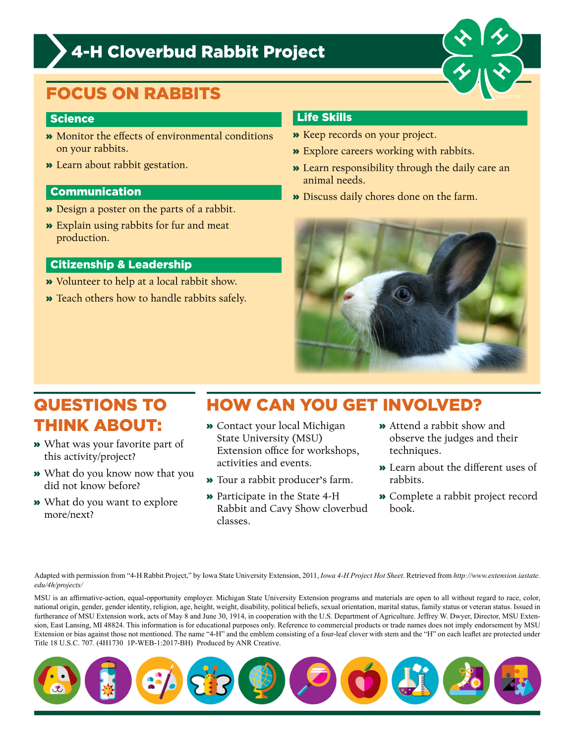# 4-H Cloverbud Rabbit Project

## FOCUS ON RABBITS

### Science

- Monitor the effects of environmental conditions on your rabbits.
- Learn about rabbit gestation.

### Communication

- Design a poster on the parts of a rabbit.
- Explain using rabbits for fur and meat production.

### Citizenship & Leadership

- Volunteer to help at a local rabbit show.
- Teach others how to handle rabbits safely.

### Life Skills

- Keep records on your project.
- Explore careers working with rabbits.
- Learn responsibility through the daily care an animal needs.
- Discuss daily chores done on the farm.

## QUESTIONS TO THINK ABOUT:

- What was your favorite part of this activity/project?
- What do you know now that you did not know before?
- What do you want to explore more/next?

## HOW CAN YOU GET INVOLVED?

- Contact your local Michigan State University (MSU) Extension office for workshops, activities and events.
- Tour a rabbit producer's farm.
- Participate in the State 4-H Rabbit and Cavy Show cloverbud classes.
- Attend a rabbit show and observe the judges and their techniques.
- Learn about the different uses of rabbits.
- Complete a rabbit project record book.

Adapted with permission from "4-H Rabbit Project," by Iowa State University Extension, 2011, *Iowa 4-H Project Hot Sheet*. Retrieved from *http://www.extension.iastate.edu/4h/projects/*

MSU is an affirmative-action, equal-opportunity employer. Michigan State University Extension programs and materials are open to all without regard to race, color, national origin, gender, gender identity, religion, age, height, weight, disability, political beliefs, sexual orientation, marital status, family status or veteran status. Issued in furtherance of MSU Extension work, acts of May 8 and June 30, 1914, in cooperation with the U.S. Department of Agriculture. Jeffrey W. Dwyer, Director, MSU Extension, East Lansing, MI 48824. This information is for educational purposes only. Reference to commercial products or trade names does not imply endorsement by MSU Extension or bias against those not mentioned. The name "4-H" and the emblem consisting of a four-leaf clover with stem and the "H" on each leaflet are protected under Title 18 U.S.C. 707. (4H1730 1P-WEB-1:2017-BH) Produced by ANR Creative.